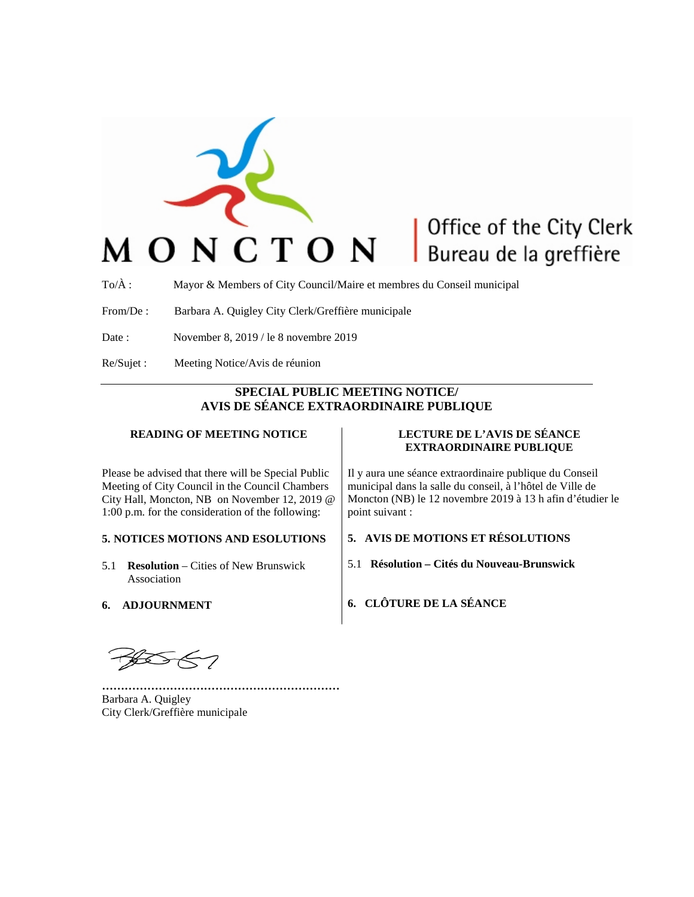MONCTON | Office of the City Clerk / Bureau de la greffière

To/À : Mayor & Members of City Council/Maire et membres du Conseil municipal

From/De : Barbara A. Quigley City Clerk/Greffière municipale

Date : November 8, 2019 / le 8 novembre 2019

Re/Sujet : Meeting Notice/Avis de réunion

---

## SPECIAL PUBLIC MEETING NOTICE/ AVIS DE SÉANCE EXTRAORDINAIRE PUBLIQUE

### READING OF MEETING NOTICE

Please be advised that there will be Special Public Meeting of City Council in the Council Chambers City Hall, Moncton, NB on November 12, 2019 @ 1:00 p.m. for the consideration of the following:

**5. NOTICES MOTIONS AND ESOLUTIONS**

5.1 **Resolution** – Cities of New Brunswick Association

**6. ADJOURNMENT**

### LECTURE DE L'AVIS DE SÉANCE EXTRAORDINAIRE PUBLIQUE

Il y aura une séance extraordinaire publique du Conseil municipal dans la salle du conseil, à l'hôtel de Ville de Moncton (NB) le 12 novembre 2019 à 13 h afin d'étudier le point suivant :

**5. AVIS DE MOTIONS ET RÉSOLUTIONS**

5.1 **Résolution – Cités du Nouveau-Brunswick**

**6. CLÔTURE DE LA SÉANCE**

………………………………………………………

Barbara A. Quigley
City Clerk/Greffière municipale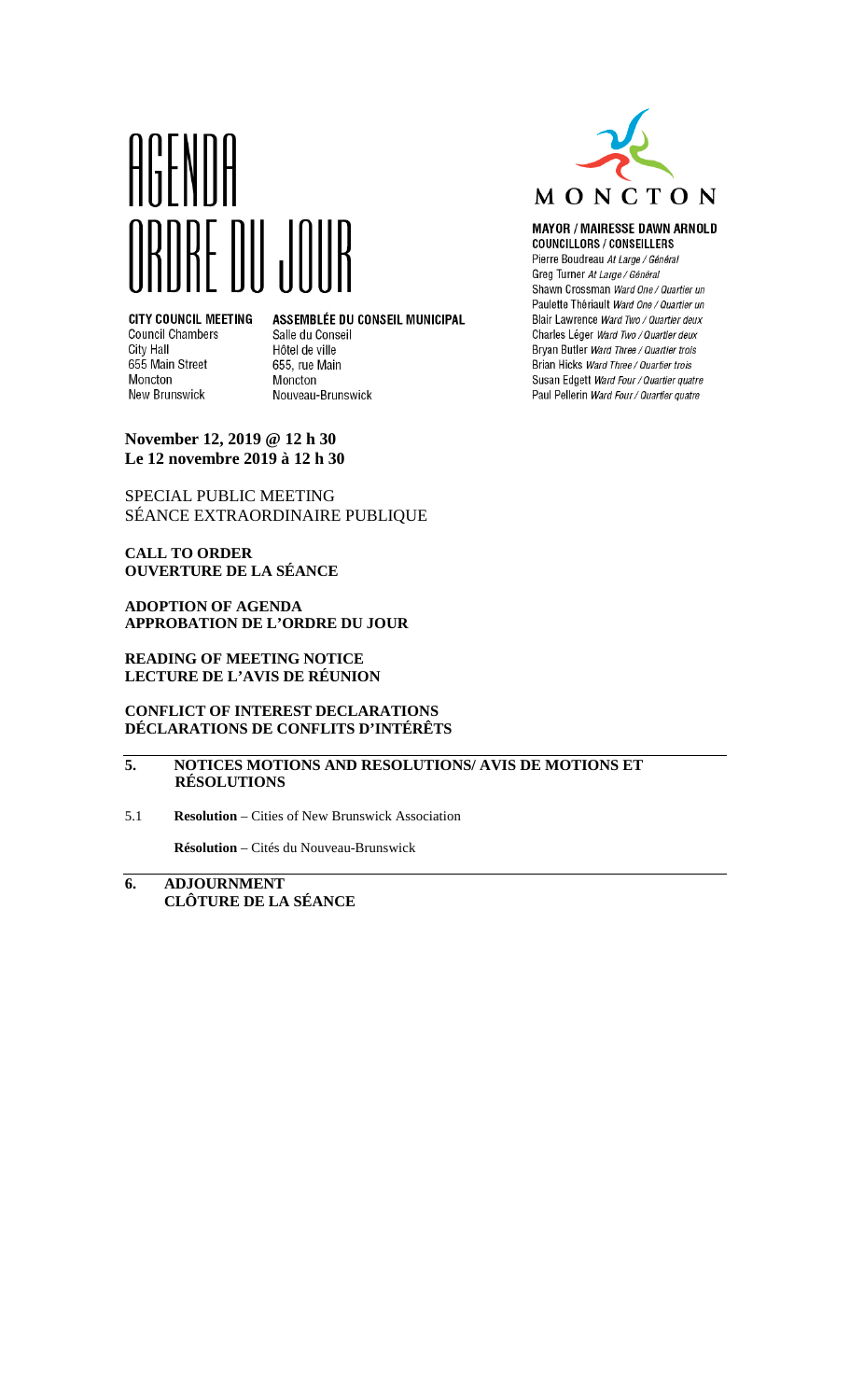# AGENDA
# ORDRE DU JOUR

**CITY COUNCIL MEETING**
Council Chambers
City Hall
655 Main Street
Moncton
New Brunswick

**ASSEMBLÉE DU CONSEIL MUNICIPAL**
Salle du Conseil
Hôtel de ville
655, rue Main
Moncton
Nouveau-Brunswick

MONCTON

**MAYOR / MAIRESSE DAWN ARNOLD**
**COUNCILLORS / CONSEILLERS**
Pierre Boudreau *At Large / Général*
Greg Turner *At Large / Général*
Shawn Crossman *Ward One / Quartier un*
Paulette Thériault *Ward One / Quartier un*
Blair Lawrence *Ward Two / Quartier deux*
Charles Léger *Ward Two / Quartier deux*
Bryan Butler *Ward Three / Quartier trois*
Brian Hicks *Ward Three / Quartier trois*
Susan Edgett *Ward Four / Quartier quatre*
Paul Pellerin *Ward Four / Quartier quatre*

**November 12, 2019 @ 12 h 30**
**Le 12 novembre 2019 à 12 h 30**

SPECIAL PUBLIC MEETING
SÉANCE EXTRAORDINAIRE PUBLIQUE

**CALL TO ORDER**
**OUVERTURE DE LA SÉANCE**

**ADOPTION OF AGENDA**
**APPROBATION DE L'ORDRE DU JOUR**

**READING OF MEETING NOTICE**
**LECTURE DE L'AVIS DE RÉUNION**

**CONFLICT OF INTEREST DECLARATIONS**
**DÉCLARATIONS DE CONFLITS D'INTÉRÊTS**

**5. NOTICES MOTIONS AND RESOLUTIONS/ AVIS DE MOTIONS ET RÉSOLUTIONS**

5.1 **Resolution** – Cities of New Brunswick Association

**Résolution** – Cités du Nouveau-Brunswick

**6. ADJOURNMENT**
**CLÔTURE DE LA SÉANCE**